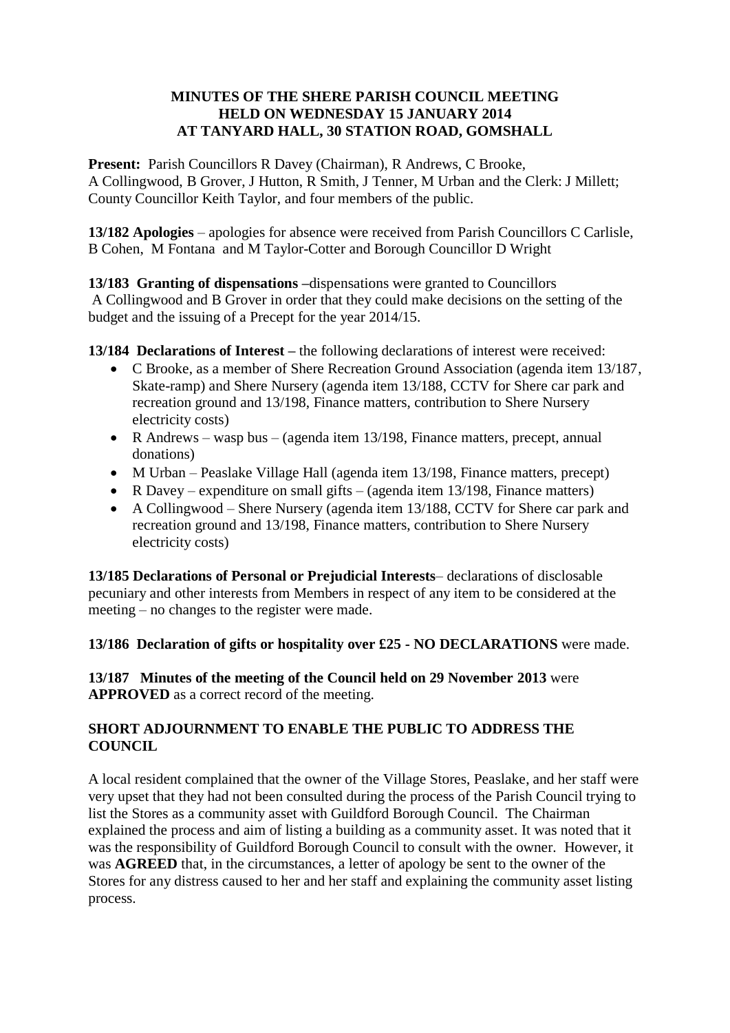# MINUTES OF THE SHERE PARISH COUNCIL MEETING HELD ON WEDNESDAY 15 JANUARY 2014 AT TANYARD HALL, 30 STATION ROAD, GOMSHALL

**Present:** Parish Councillors R Davey (Chairman), R Andrews, C Brooke, A Collingwood, B Grover, J Hutton, R Smith, J Tenner, M Urban and the Clerk: J Millett; County Councillor Keith Taylor, and four members of the public.

**13/182 Apologies** – apologies for absence were received from Parish Councillors C Carlisle, B Cohen, M Fontana and M Taylor-Cotter and Borough Councillor D Wright

**13/183 Granting of dispensations** –dispensations were granted to Councillors A Collingwood and B Grover in order that they could make decisions on the setting of the budget and the issuing of a Precept for the year 2014/15.

**13/184 Declarations of Interest** – the following declarations of interest were received:

- C Brooke, as a member of Shere Recreation Ground Association (agenda item 13/187, Skate-ramp) and Shere Nursery (agenda item 13/188, CCTV for Shere car park and recreation ground and 13/198, Finance matters, contribution to Shere Nursery electricity costs)
- R Andrews – wasp bus – (agenda item 13/198, Finance matters, precept, annual donations)
- M Urban – Peaslake Village Hall (agenda item 13/198, Finance matters, precept)
- R Davey – expenditure on small gifts – (agenda item 13/198, Finance matters)
- A Collingwood – Shere Nursery (agenda item 13/188, CCTV for Shere car park and recreation ground and 13/198, Finance matters, contribution to Shere Nursery electricity costs)

**13/185 Declarations of Personal or Prejudicial Interests**– declarations of disclosable pecuniary and other interests from Members in respect of any item to be considered at the meeting – no changes to the register were made.

**13/186 Declaration of gifts or hospitality over £25 - NO DECLARATIONS** were made.

**13/187 Minutes of the meeting of the Council held on 29 November 2013** were **APPROVED** as a correct record of the meeting.

## SHORT ADJOURNMENT TO ENABLE THE PUBLIC TO ADDRESS THE COUNCIL

A local resident complained that the owner of the Village Stores, Peaslake, and her staff were very upset that they had not been consulted during the process of the Parish Council trying to list the Stores as a community asset with Guildford Borough Council. The Chairman explained the process and aim of listing a building as a community asset. It was noted that it was the responsibility of Guildford Borough Council to consult with the owner. However, it was **AGREED** that, in the circumstances, a letter of apology be sent to the owner of the Stores for any distress caused to her and her staff and explaining the community asset listing process.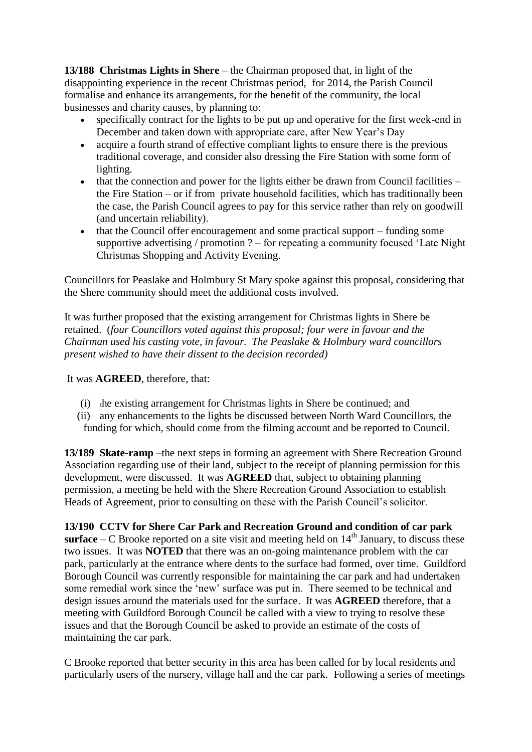**13/188 Christmas Lights in Shere** – the Chairman proposed that, in light of the disappointing experience in the recent Christmas period, for 2014, the Parish Council formalise and enhance its arrangements, for the benefit of the community, the local businesses and charity causes, by planning to:

- specifically contract for the lights to be put up and operative for the first week-end in December and taken down with appropriate care, after New Year's Day
- acquire a fourth strand of effective compliant lights to ensure there is the previous traditional coverage, and consider also dressing the Fire Station with some form of lighting.
- that the connection and power for the lights either be drawn from Council facilities – the Fire Station – or if from private household facilities, which has traditionally been the case, the Parish Council agrees to pay for this service rather than rely on goodwill (and uncertain reliability).
- that the Council offer encouragement and some practical support – funding some supportive advertising / promotion ? – for repeating a community focused 'Late Night Christmas Shopping and Activity Evening.

Councillors for Peaslake and Holmbury St Mary spoke against this proposal, considering that the Shere community should meet the additional costs involved.

It was further proposed that the existing arrangement for Christmas lights in Shere be retained. (*four Councillors voted against this proposal; four were in favour and the Chairman used his casting vote, in favour. The Peaslake & Holmbury ward councillors present wished to have their dissent to the decision recorded)*

It was **AGREED**, therefore, that:

(i) the existing arrangement for Christmas lights in Shere be continued; and

(ii) any enhancements to the lights be discussed between North Ward Councillors, the funding for which, should come from the filming account and be reported to Council.

**13/189 Skate-ramp** –the next steps in forming an agreement with Shere Recreation Ground Association regarding use of their land, subject to the receipt of planning permission for this development, were discussed. It was **AGREED** that, subject to obtaining planning permission, a meeting be held with the Shere Recreation Ground Association to establish Heads of Agreement, prior to consulting on these with the Parish Council's solicitor.

**13/190 CCTV for Shere Car Park and Recreation Ground and condition of car park surface** – C Brooke reported on a site visit and meeting held on 14th January, to discuss these two issues. It was **NOTED** that there was an on-going maintenance problem with the car park, particularly at the entrance where dents to the surface had formed, over time. Guildford Borough Council was currently responsible for maintaining the car park and had undertaken some remedial work since the 'new' surface was put in. There seemed to be technical and design issues around the materials used for the surface. It was **AGREED** therefore, that a meeting with Guildford Borough Council be called with a view to trying to resolve these issues and that the Borough Council be asked to provide an estimate of the costs of maintaining the car park.

C Brooke reported that better security in this area has been called for by local residents and particularly users of the nursery, village hall and the car park. Following a series of meetings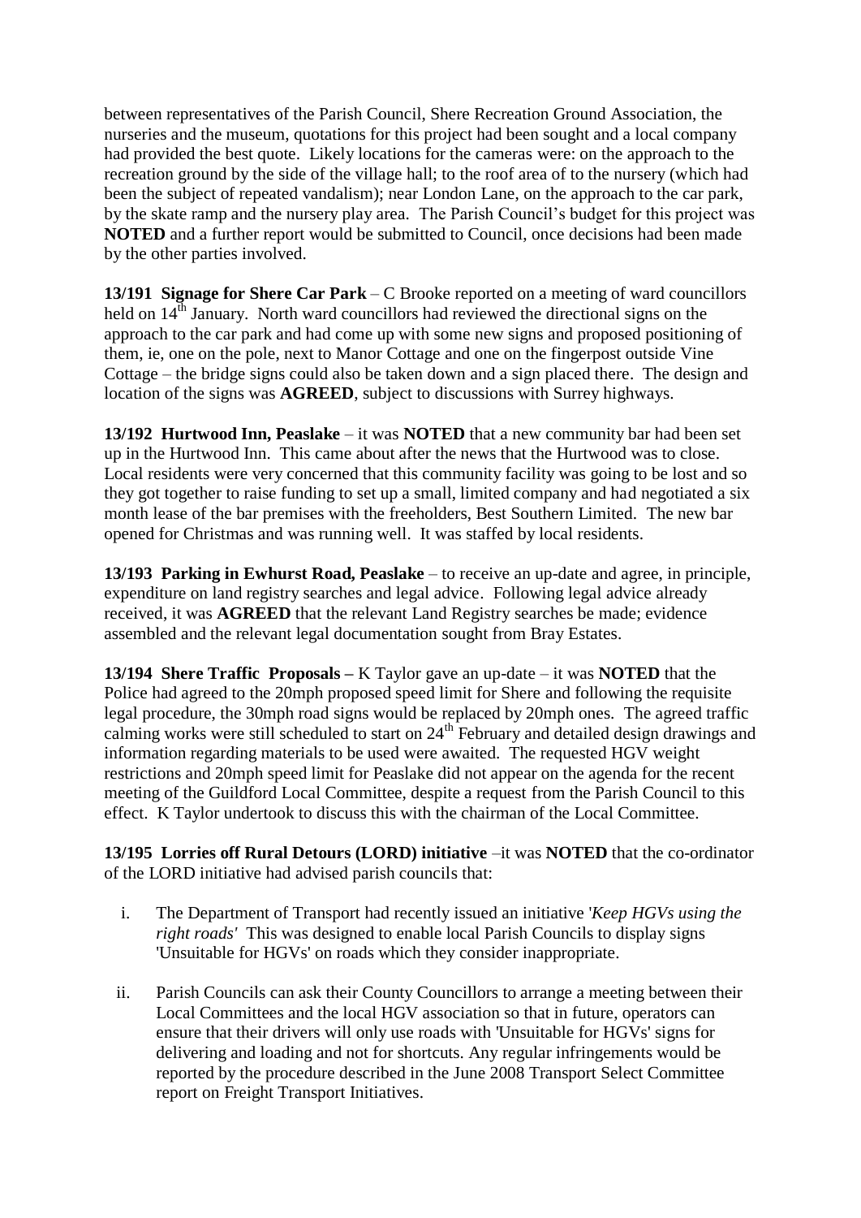between representatives of the Parish Council, Shere Recreation Ground Association, the nurseries and the museum, quotations for this project had been sought and a local company had provided the best quote. Likely locations for the cameras were: on the approach to the recreation ground by the side of the village hall; to the roof area of to the nursery (which had been the subject of repeated vandalism); near London Lane, on the approach to the car park, by the skate ramp and the nursery play area. The Parish Council's budget for this project was **NOTED** and a further report would be submitted to Council, once decisions had been made by the other parties involved.

**13/191 Signage for Shere Car Park** – C Brooke reported on a meeting of ward councillors held on 14th January. North ward councillors had reviewed the directional signs on the approach to the car park and had come up with some new signs and proposed positioning of them, ie, one on the pole, next to Manor Cottage and one on the fingerpost outside Vine Cottage – the bridge signs could also be taken down and a sign placed there. The design and location of the signs was **AGREED**, subject to discussions with Surrey highways.

**13/192 Hurtwood Inn, Peaslake** – it was **NOTED** that a new community bar had been set up in the Hurtwood Inn. This came about after the news that the Hurtwood was to close. Local residents were very concerned that this community facility was going to be lost and so they got together to raise funding to set up a small, limited company and had negotiated a six month lease of the bar premises with the freeholders, Best Southern Limited. The new bar opened for Christmas and was running well. It was staffed by local residents.

**13/193 Parking in Ewhurst Road, Peaslake** – to receive an up-date and agree, in principle, expenditure on land registry searches and legal advice. Following legal advice already received, it was **AGREED** that the relevant Land Registry searches be made; evidence assembled and the relevant legal documentation sought from Bray Estates.

**13/194 Shere Traffic Proposals –** K Taylor gave an up-date – it was **NOTED** that the Police had agreed to the 20mph proposed speed limit for Shere and following the requisite legal procedure, the 30mph road signs would be replaced by 20mph ones. The agreed traffic calming works were still scheduled to start on 24th February and detailed design drawings and information regarding materials to be used were awaited. The requested HGV weight restrictions and 20mph speed limit for Peaslake did not appear on the agenda for the recent meeting of the Guildford Local Committee, despite a request from the Parish Council to this effect. K Taylor undertook to discuss this with the chairman of the Local Committee.

**13/195 Lorries off Rural Detours (LORD) initiative** –it was **NOTED** that the co-ordinator of the LORD initiative had advised parish councils that:

i. The Department of Transport had recently issued an initiative '*Keep HGVs using the right roads'* This was designed to enable local Parish Councils to display signs 'Unsuitable for HGVs' on roads which they consider inappropriate.

ii. Parish Councils can ask their County Councillors to arrange a meeting between their Local Committees and the local HGV association so that in future, operators can ensure that their drivers will only use roads with 'Unsuitable for HGVs' signs for delivering and loading and not for shortcuts. Any regular infringements would be reported by the procedure described in the June 2008 Transport Select Committee report on Freight Transport Initiatives.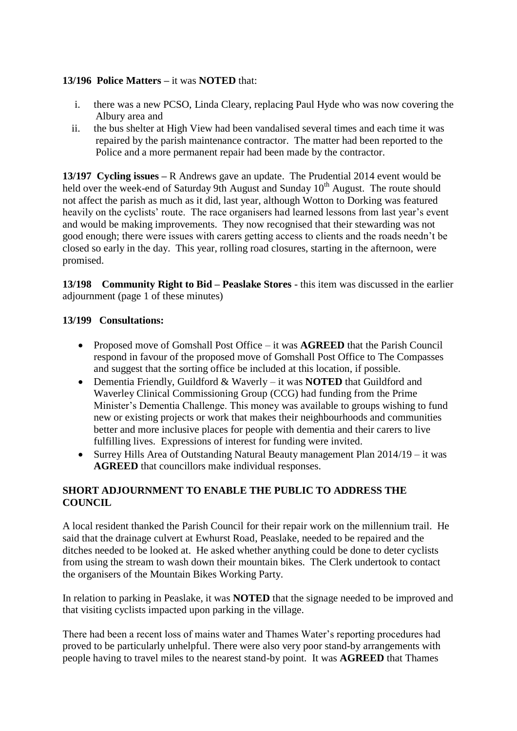**13/196 Police Matters –** it was **NOTED** that:

i. there was a new PCSO, Linda Cleary, replacing Paul Hyde who was now covering the Albury area and
ii. the bus shelter at High View had been vandalised several times and each time it was repaired by the parish maintenance contractor. The matter had been reported to the Police and a more permanent repair had been made by the contractor.

**13/197 Cycling issues –** R Andrews gave an update. The Prudential 2014 event would be held over the week-end of Saturday 9th August and Sunday 10th August. The route should not affect the parish as much as it did, last year, although Wotton to Dorking was featured heavily on the cyclists' route. The race organisers had learned lessons from last year's event and would be making improvements. They now recognised that their stewarding was not good enough; there were issues with carers getting access to clients and the roads needn't be closed so early in the day. This year, rolling road closures, starting in the afternoon, were promised.

**13/198 Community Right to Bid – Peaslake Stores** - this item was discussed in the earlier adjournment (page 1 of these minutes)

**13/199 Consultations:**

- Proposed move of Gomshall Post Office – it was **AGREED** that the Parish Council respond in favour of the proposed move of Gomshall Post Office to The Compasses and suggest that the sorting office be included at this location, if possible.
- Dementia Friendly, Guildford & Waverly – it was **NOTED** that Guildford and Waverley Clinical Commissioning Group (CCG) had funding from the Prime Minister's Dementia Challenge. This money was available to groups wishing to fund new or existing projects or work that makes their neighbourhoods and communities better and more inclusive places for people with dementia and their carers to live fulfilling lives. Expressions of interest for funding were invited.
- Surrey Hills Area of Outstanding Natural Beauty management Plan 2014/19 – it was **AGREED** that councillors make individual responses.

**SHORT ADJOURNMENT TO ENABLE THE PUBLIC TO ADDRESS THE COUNCIL**

A local resident thanked the Parish Council for their repair work on the millennium trail. He said that the drainage culvert at Ewhurst Road, Peaslake, needed to be repaired and the ditches needed to be looked at. He asked whether anything could be done to deter cyclists from using the stream to wash down their mountain bikes. The Clerk undertook to contact the organisers of the Mountain Bikes Working Party.

In relation to parking in Peaslake, it was **NOTED** that the signage needed to be improved and that visiting cyclists impacted upon parking in the village.

There had been a recent loss of mains water and Thames Water's reporting procedures had proved to be particularly unhelpful. There were also very poor stand-by arrangements with people having to travel miles to the nearest stand-by point. It was **AGREED** that Thames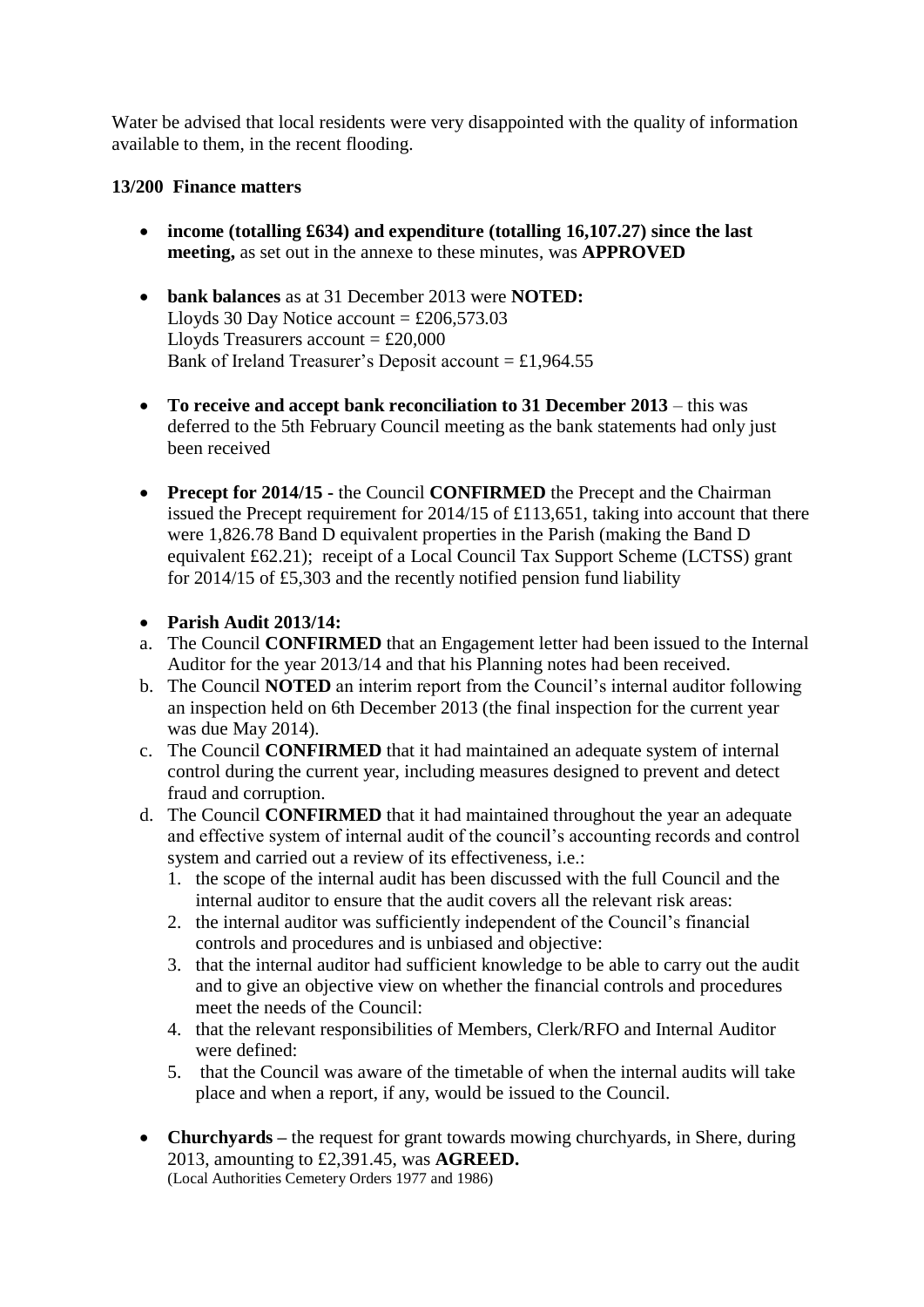Water be advised that local residents were very disappointed with the quality of information available to them, in the recent flooding.

**13/200 Finance matters**

- **income (totalling £634) and expenditure (totalling 16,107.27) since the last meeting,** as set out in the annexe to these minutes, was **APPROVED**
- **bank balances** as at 31 December 2013 were **NOTED:**
  Lloyds 30 Day Notice account = £206,573.03
  Lloyds Treasurers account = £20,000
  Bank of Ireland Treasurer's Deposit account = £1,964.55
- **To receive and accept bank reconciliation to 31 December 2013** – this was deferred to the 5th February Council meeting as the bank statements had only just been received
- **Precept for 2014/15 -** the Council **CONFIRMED** the Precept and the Chairman issued the Precept requirement for 2014/15 of £113,651, taking into account that there were 1,826.78 Band D equivalent properties in the Parish (making the Band D equivalent £62.21); receipt of a Local Council Tax Support Scheme (LCTSS) grant for 2014/15 of £5,303 and the recently notified pension fund liability
- **Parish Audit 2013/14:**

a. The Council **CONFIRMED** that an Engagement letter had been issued to the Internal Auditor for the year 2013/14 and that his Planning notes had been received.
b. The Council **NOTED** an interim report from the Council's internal auditor following an inspection held on 6th December 2013 (the final inspection for the current year was due May 2014).
c. The Council **CONFIRMED** that it had maintained an adequate system of internal control during the current year, including measures designed to prevent and detect fraud and corruption.
d. The Council **CONFIRMED** that it had maintained throughout the year an adequate and effective system of internal audit of the council's accounting records and control system and carried out a review of its effectiveness, i.e.:
   1. the scope of the internal audit has been discussed with the full Council and the internal auditor to ensure that the audit covers all the relevant risk areas:
   2. the internal auditor was sufficiently independent of the Council's financial controls and procedures and is unbiased and objective:
   3. that the internal auditor had sufficient knowledge to be able to carry out the audit and to give an objective view on whether the financial controls and procedures meet the needs of the Council:
   4. that the relevant responsibilities of Members, Clerk/RFO and Internal Auditor were defined:
   5. that the Council was aware of the timetable of when the internal audits will take place and when a report, if any, would be issued to the Council.

- **Churchyards –** the request for grant towards mowing churchyards, in Shere, during 2013, amounting to £2,391.45, was **AGREED.**
  (Local Authorities Cemetery Orders 1977 and 1986)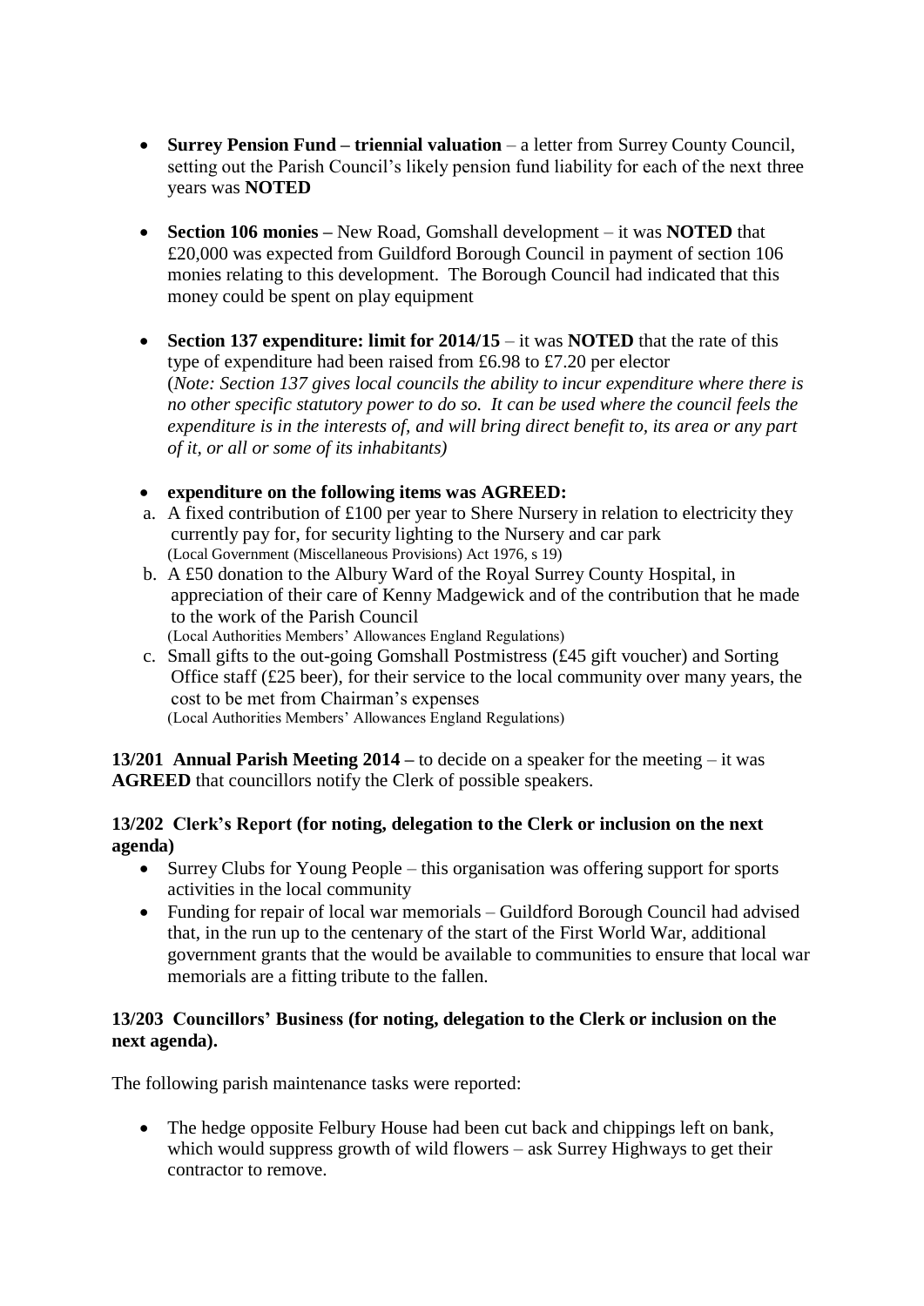- **Surrey Pension Fund – triennial valuation** – a letter from Surrey County Council, setting out the Parish Council's likely pension fund liability for each of the next three years was **NOTED**

- **Section 106 monies –** New Road, Gomshall development – it was **NOTED** that £20,000 was expected from Guildford Borough Council in payment of section 106 monies relating to this development. The Borough Council had indicated that this money could be spent on play equipment

- **Section 137 expenditure: limit for 2014/15** – it was **NOTED** that the rate of this type of expenditure had been raised from £6.98 to £7.20 per elector (*Note: Section 137 gives local councils the ability to incur expenditure where there is no other specific statutory power to do so. It can be used where the council feels the expenditure is in the interests of, and will bring direct benefit to, its area or any part of it, or all or some of its inhabitants)*

- **expenditure on the following items was AGREED:**

a. A fixed contribution of £100 per year to Shere Nursery in relation to electricity they currently pay for, for security lighting to the Nursery and car park
(Local Government (Miscellaneous Provisions) Act 1976, s 19)

b. A £50 donation to the Albury Ward of the Royal Surrey County Hospital, in appreciation of their care of Kenny Madgewick and of the contribution that he made to the work of the Parish Council
(Local Authorities Members' Allowances England Regulations)

c. Small gifts to the out-going Gomshall Postmistress (£45 gift voucher) and Sorting Office staff (£25 beer), for their service to the local community over many years, the cost to be met from Chairman's expenses
(Local Authorities Members' Allowances England Regulations)

**13/201 Annual Parish Meeting 2014 –** to decide on a speaker for the meeting – it was **AGREED** that councillors notify the Clerk of possible speakers.

**13/202 Clerk's Report (for noting, delegation to the Clerk or inclusion on the next agenda)**

- Surrey Clubs for Young People – this organisation was offering support for sports activities in the local community
- Funding for repair of local war memorials – Guildford Borough Council had advised that, in the run up to the centenary of the start of the First World War, additional government grants that the would be available to communities to ensure that local war memorials are a fitting tribute to the fallen.

**13/203 Councillors' Business (for noting, delegation to the Clerk or inclusion on the next agenda).**

The following parish maintenance tasks were reported:

- The hedge opposite Felbury House had been cut back and chippings left on bank, which would suppress growth of wild flowers – ask Surrey Highways to get their contractor to remove.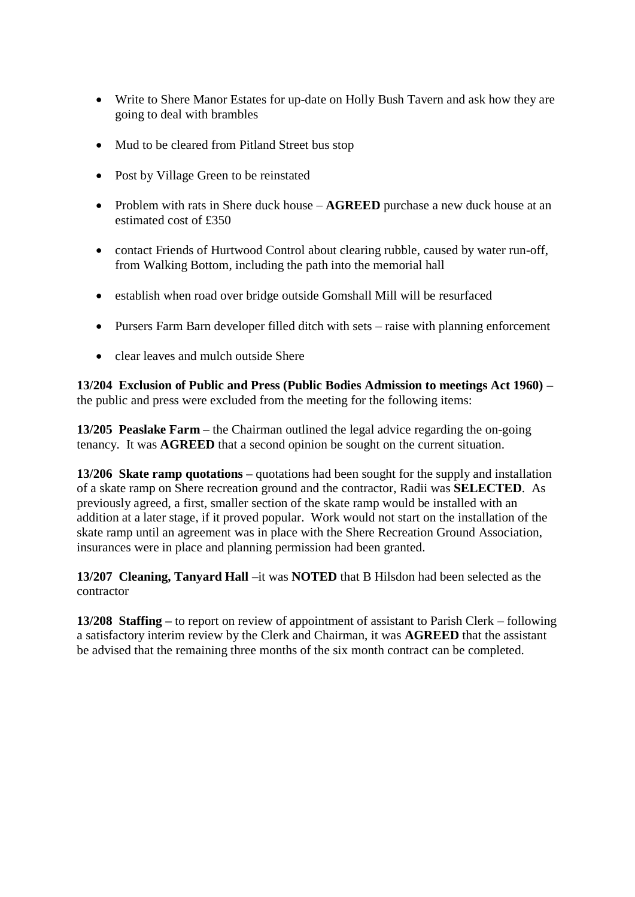- Write to Shere Manor Estates for up-date on Holly Bush Tavern and ask how they are going to deal with brambles
- Mud to be cleared from Pitland Street bus stop
- Post by Village Green to be reinstated
- Problem with rats in Shere duck house – **AGREED** purchase a new duck house at an estimated cost of £350
- contact Friends of Hurtwood Control about clearing rubble, caused by water run-off, from Walking Bottom, including the path into the memorial hall
- establish when road over bridge outside Gomshall Mill will be resurfaced
- Pursers Farm Barn developer filled ditch with sets – raise with planning enforcement
- clear leaves and mulch outside Shere

**13/204 Exclusion of Public and Press (Public Bodies Admission to meetings Act 1960) –** the public and press were excluded from the meeting for the following items:

**13/205 Peaslake Farm –** the Chairman outlined the legal advice regarding the on-going tenancy. It was **AGREED** that a second opinion be sought on the current situation.

**13/206 Skate ramp quotations –** quotations had been sought for the supply and installation of a skate ramp on Shere recreation ground and the contractor, Radii was **SELECTED**. As previously agreed, a first, smaller section of the skate ramp would be installed with an addition at a later stage, if it proved popular. Work would not start on the installation of the skate ramp until an agreement was in place with the Shere Recreation Ground Association, insurances were in place and planning permission had been granted.

**13/207 Cleaning, Tanyard Hall –**it was **NOTED** that B Hilsdon had been selected as the contractor

**13/208 Staffing –** to report on review of appointment of assistant to Parish Clerk – following a satisfactory interim review by the Clerk and Chairman, it was **AGREED** that the assistant be advised that the remaining three months of the six month contract can be completed.